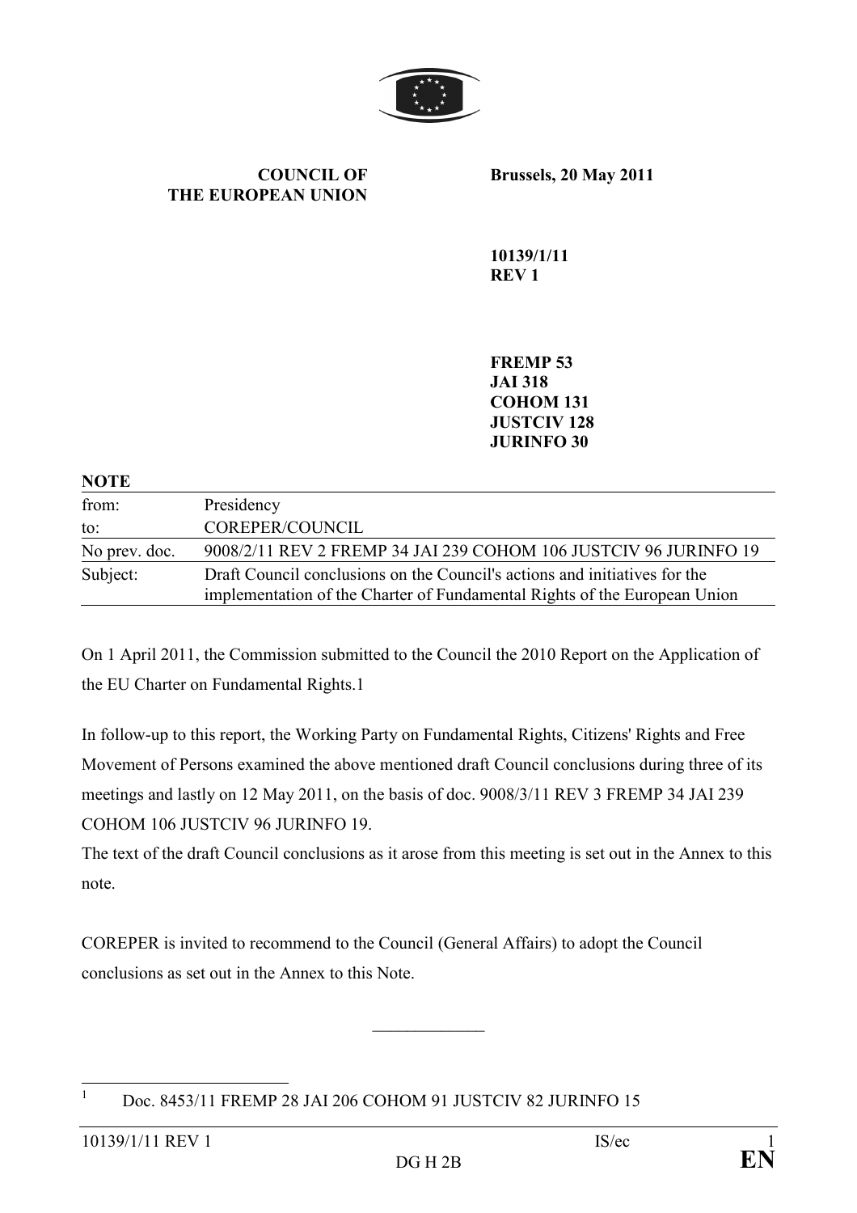**COUNCIL OF THE EUROPEAN UNION**

**Brussels, 20 May 2011**

**10139/1/11 REV 1**

**FREMP 53**
**JAI 318**
**COHOM 131**
**JUSTCIV 128**
**JURINFO 30**

**NOTE**

| | |
|---|---|
| from: | Presidency |
| to: | COREPER/COUNCIL |
| No prev. doc. | 9008/2/11 REV 2 FREMP 34 JAI 239 COHOM 106 JUSTCIV 96 JURINFO 19 |
| Subject: | Draft Council conclusions on the Council's actions and initiatives for the implementation of the Charter of Fundamental Rights of the European Union |

On 1 April 2011, the Commission submitted to the Council the 2010 Report on the Application of the EU Charter on Fundamental Rights.1

In follow-up to this report, the Working Party on Fundamental Rights, Citizens' Rights and Free Movement of Persons examined the above mentioned draft Council conclusions during three of its meetings and lastly on 12 May 2011, on the basis of doc. 9008/3/11 REV 3 FREMP 34 JAI 239 COHOM 106 JUSTCIV 96 JURINFO 19.
The text of the draft Council conclusions as it arose from this meeting is set out in the Annex to this note.

COREPER is invited to recommend to the Council (General Affairs) to adopt the Council conclusions as set out in the Annex to this Note.

______________

[1] Doc. 8453/11 FREMP 28 JAI 206 COHOM 91 JUSTCIV 82 JURINFO 15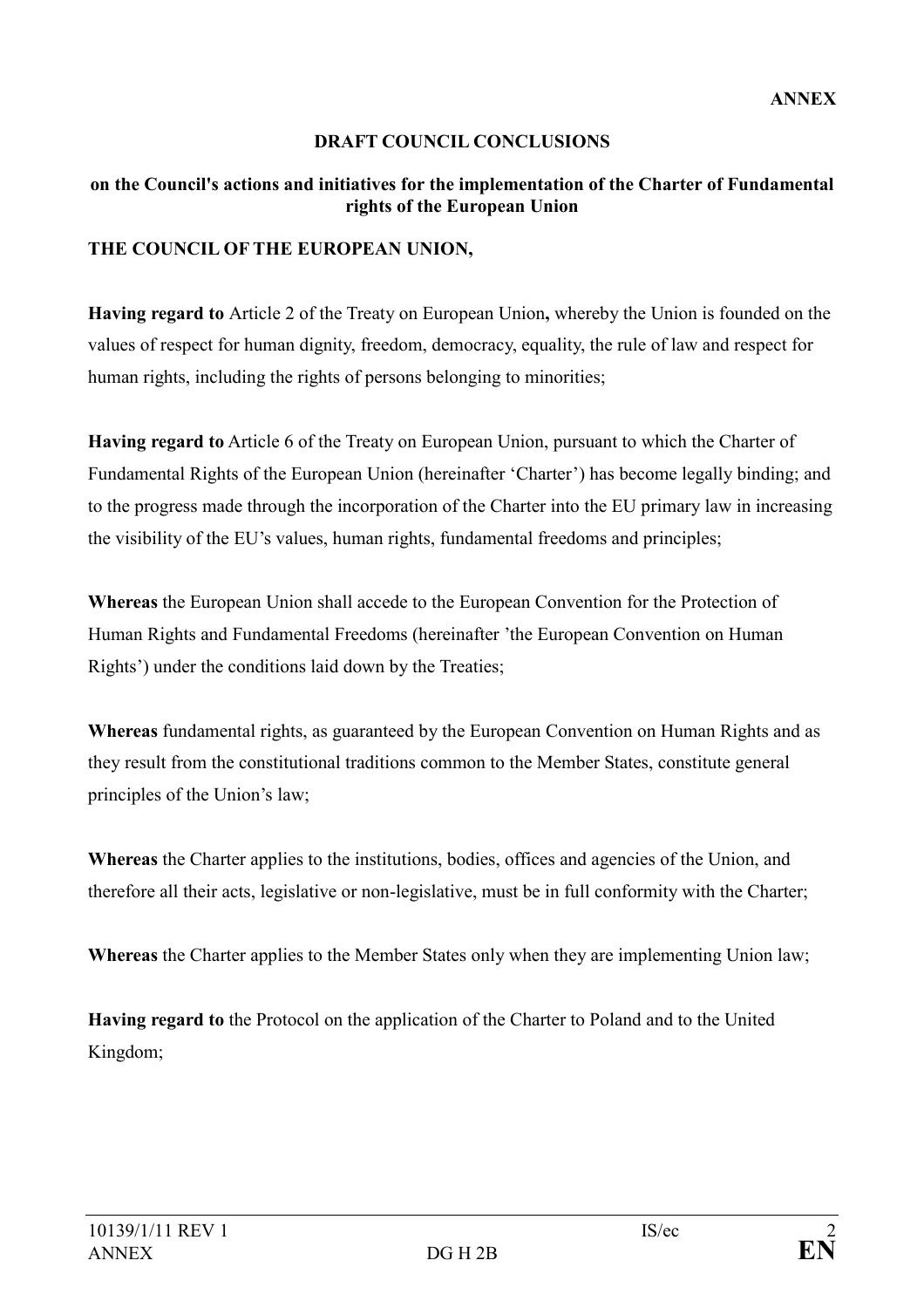**ANNEX**

**DRAFT COUNCIL CONCLUSIONS**

**on the Council's actions and initiatives for the implementation of the Charter of Fundamental rights of the European Union**

**THE COUNCIL OF THE EUROPEAN UNION,**

**Having regard to** Article 2 of the Treaty on European Union**,** whereby the Union is founded on the values of respect for human dignity, freedom, democracy, equality, the rule of law and respect for human rights, including the rights of persons belonging to minorities;

**Having regard to** Article 6 of the Treaty on European Union, pursuant to which the Charter of Fundamental Rights of the European Union (hereinafter 'Charter') has become legally binding; and to the progress made through the incorporation of the Charter into the EU primary law in increasing the visibility of the EU's values, human rights, fundamental freedoms and principles;

**Whereas** the European Union shall accede to the European Convention for the Protection of Human Rights and Fundamental Freedoms (hereinafter 'the European Convention on Human Rights') under the conditions laid down by the Treaties;

**Whereas** fundamental rights, as guaranteed by the European Convention on Human Rights and as they result from the constitutional traditions common to the Member States, constitute general principles of the Union's law;

**Whereas** the Charter applies to the institutions, bodies, offices and agencies of the Union, and therefore all their acts, legislative or non-legislative, must be in full conformity with the Charter;

**Whereas** the Charter applies to the Member States only when they are implementing Union law;

**Having regard to** the Protocol on the application of the Charter to Poland and to the United Kingdom;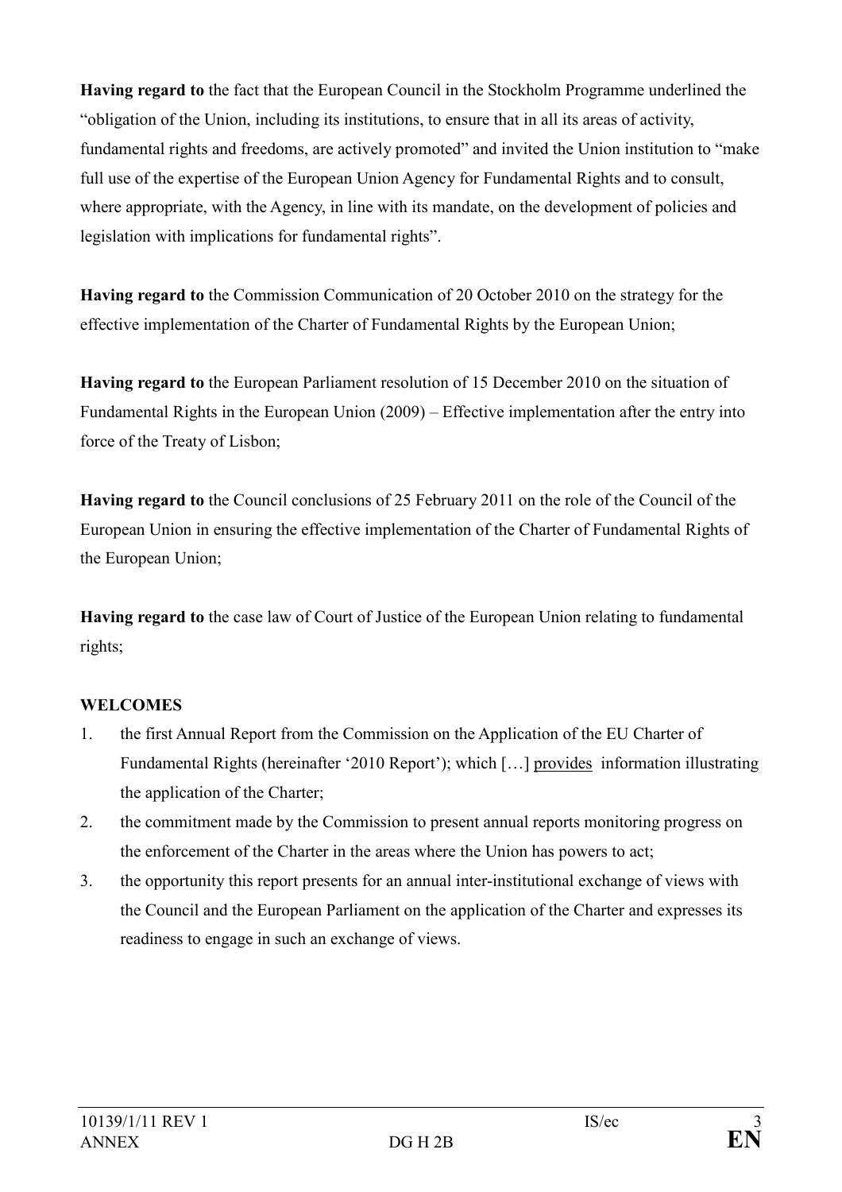**Having regard to** the fact that the European Council in the Stockholm Programme underlined the "obligation of the Union, including its institutions, to ensure that in all its areas of activity, fundamental rights and freedoms, are actively promoted" and invited the Union institution to "make full use of the expertise of the European Union Agency for Fundamental Rights and to consult, where appropriate, with the Agency, in line with its mandate, on the development of policies and legislation with implications for fundamental rights".

**Having regard to** the Commission Communication of 20 October 2010 on the strategy for the effective implementation of the Charter of Fundamental Rights by the European Union;

**Having regard to** the European Parliament resolution of 15 December 2010 on the situation of Fundamental Rights in the European Union (2009) – Effective implementation after the entry into force of the Treaty of Lisbon;

**Having regard to** the Council conclusions of 25 February 2011 on the role of the Council of the European Union in ensuring the effective implementation of the Charter of Fundamental Rights of the European Union;

**Having regard to** the case law of Court of Justice of the European Union relating to fundamental rights;

**WELCOMES**

1. the first Annual Report from the Commission on the Application of the EU Charter of Fundamental Rights (hereinafter '2010 Report'); which […] provides information illustrating the application of the Charter;
2. the commitment made by the Commission to present annual reports monitoring progress on the enforcement of the Charter in the areas where the Union has powers to act;
3. the opportunity this report presents for an annual inter-institutional exchange of views with the Council and the European Parliament on the application of the Charter and expresses its readiness to engage in such an exchange of views.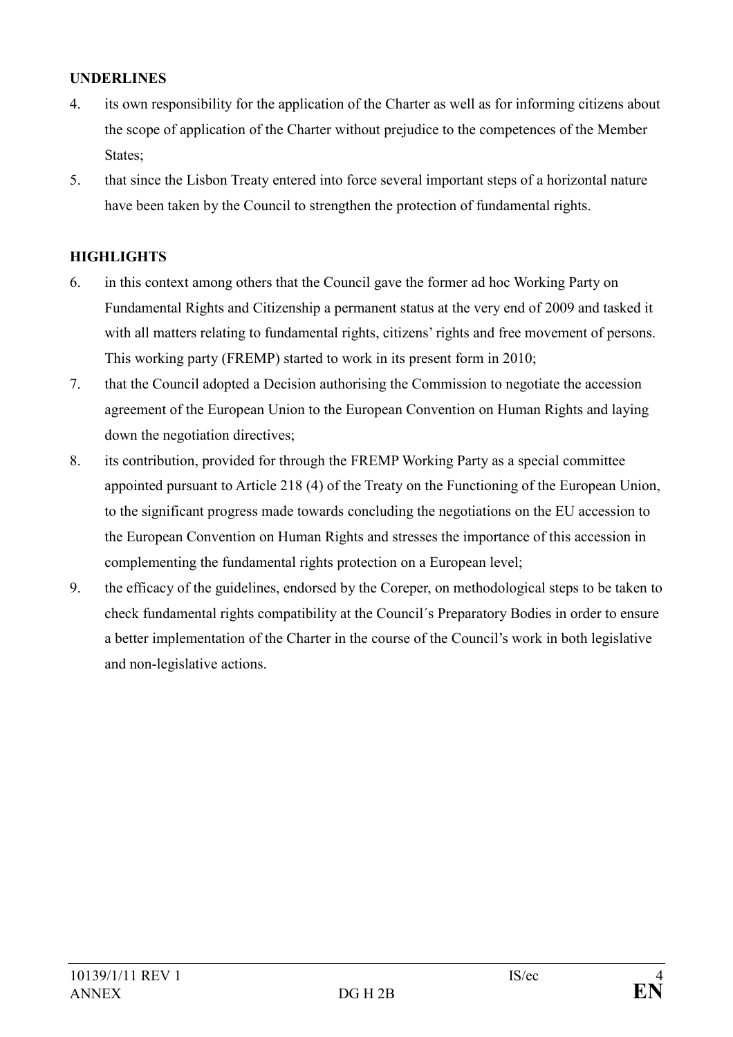**UNDERLINES**

4. its own responsibility for the application of the Charter as well as for informing citizens about the scope of application of the Charter without prejudice to the competences of the Member States;
5. that since the Lisbon Treaty entered into force several important steps of a horizontal nature have been taken by the Council to strengthen the protection of fundamental rights.

**HIGHLIGHTS**

6. in this context among others that the Council gave the former ad hoc Working Party on Fundamental Rights and Citizenship a permanent status at the very end of 2009 and tasked it with all matters relating to fundamental rights, citizens' rights and free movement of persons. This working party (FREMP) started to work in its present form in 2010;
7. that the Council adopted a Decision authorising the Commission to negotiate the accession agreement of the European Union to the European Convention on Human Rights and laying down the negotiation directives;
8. its contribution, provided for through the FREMP Working Party as a special committee appointed pursuant to Article 218 (4) of the Treaty on the Functioning of the European Union, to the significant progress made towards concluding the negotiations on the EU accession to the European Convention on Human Rights and stresses the importance of this accession in complementing the fundamental rights protection on a European level;
9. the efficacy of the guidelines, endorsed by the Coreper, on methodological steps to be taken to check fundamental rights compatibility at the Council´s Preparatory Bodies in order to ensure a better implementation of the Charter in the course of the Council's work in both legislative and non-legislative actions.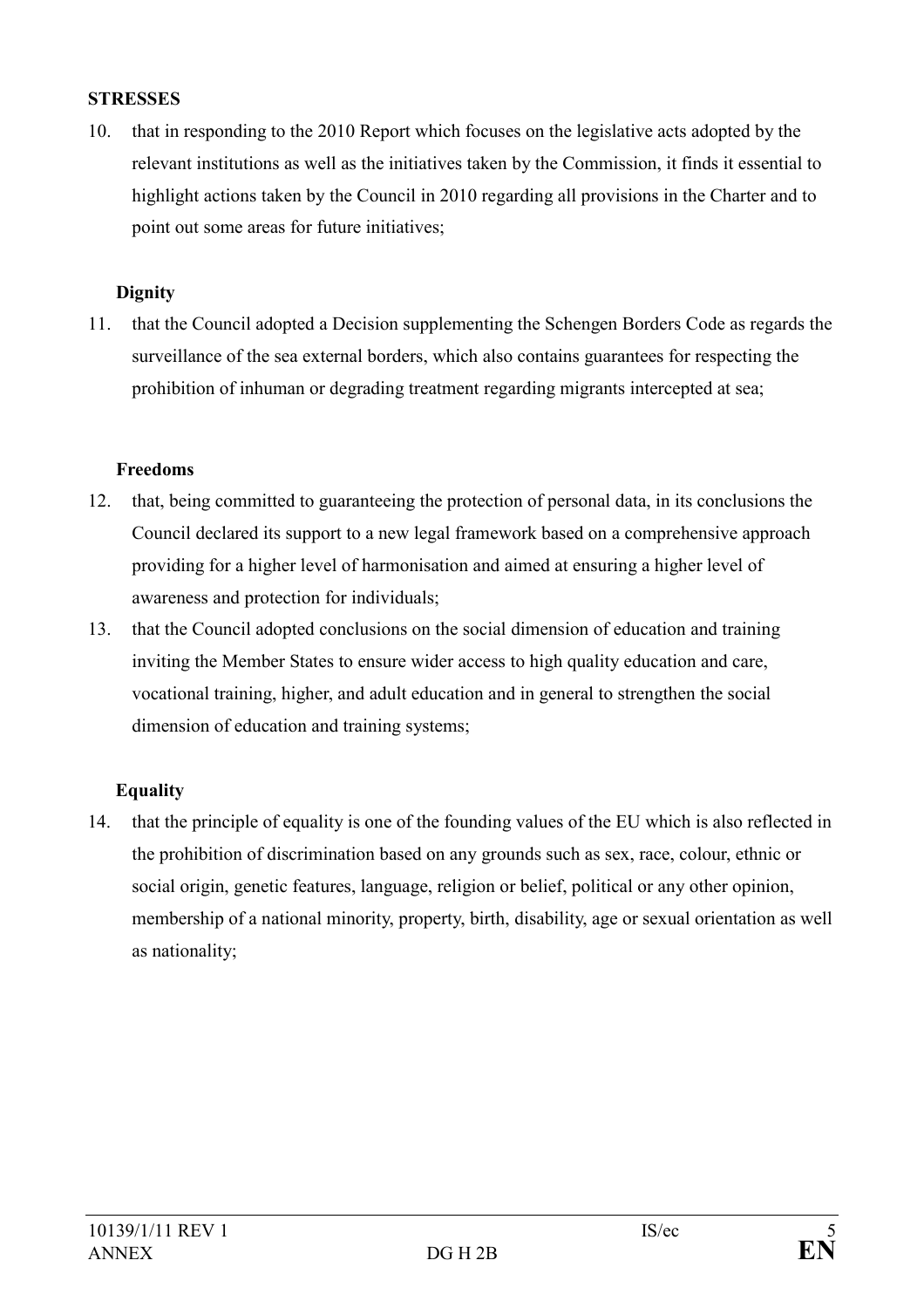**STRESSES**

10. that in responding to the 2010 Report which focuses on the legislative acts adopted by the relevant institutions as well as the initiatives taken by the Commission, it finds it essential to highlight actions taken by the Council in 2010 regarding all provisions in the Charter and to point out some areas for future initiatives;

**Dignity**

11. that the Council adopted a Decision supplementing the Schengen Borders Code as regards the surveillance of the sea external borders, which also contains guarantees for respecting the prohibition of inhuman or degrading treatment regarding migrants intercepted at sea;

**Freedoms**

12. that, being committed to guaranteeing the protection of personal data, in its conclusions the Council declared its support to a new legal framework based on a comprehensive approach providing for a higher level of harmonisation and aimed at ensuring a higher level of awareness and protection for individuals;
13. that the Council adopted conclusions on the social dimension of education and training inviting the Member States to ensure wider access to high quality education and care, vocational training, higher, and adult education and in general to strengthen the social dimension of education and training systems;

**Equality**

14. that the principle of equality is one of the founding values of the EU which is also reflected in the prohibition of discrimination based on any grounds such as sex, race, colour, ethnic or social origin, genetic features, language, religion or belief, political or any other opinion, membership of a national minority, property, birth, disability, age or sexual orientation as well as nationality;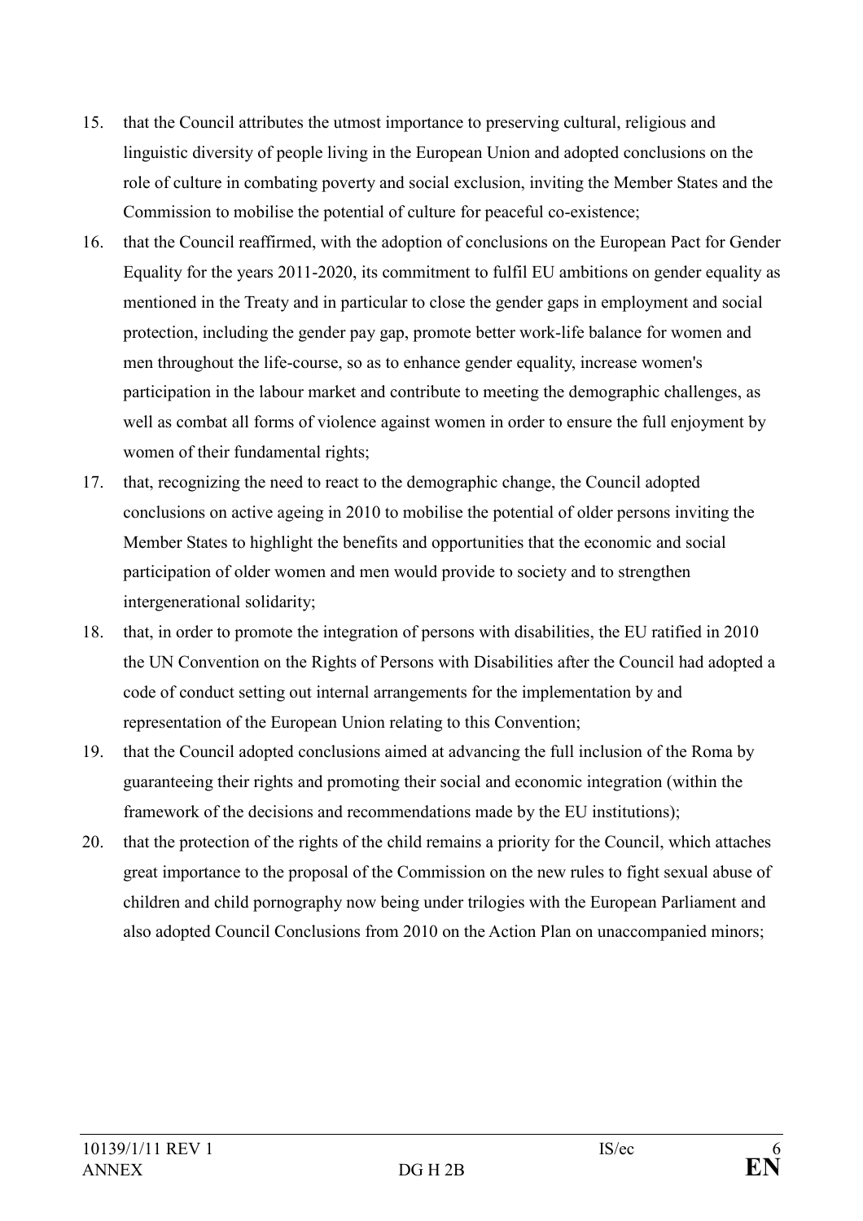15. that the Council attributes the utmost importance to preserving cultural, religious and linguistic diversity of people living in the European Union and adopted conclusions on the role of culture in combating poverty and social exclusion, inviting the Member States and the Commission to mobilise the potential of culture for peaceful co-existence;
16. that the Council reaffirmed, with the adoption of conclusions on the European Pact for Gender Equality for the years 2011-2020, its commitment to fulfil EU ambitions on gender equality as mentioned in the Treaty and in particular to close the gender gaps in employment and social protection, including the gender pay gap, promote better work-life balance for women and men throughout the life-course, so as to enhance gender equality, increase women's participation in the labour market and contribute to meeting the demographic challenges, as well as combat all forms of violence against women in order to ensure the full enjoyment by women of their fundamental rights;
17. that, recognizing the need to react to the demographic change, the Council adopted conclusions on active ageing in 2010 to mobilise the potential of older persons inviting the Member States to highlight the benefits and opportunities that the economic and social participation of older women and men would provide to society and to strengthen intergenerational solidarity;
18. that, in order to promote the integration of persons with disabilities, the EU ratified in 2010 the UN Convention on the Rights of Persons with Disabilities after the Council had adopted a code of conduct setting out internal arrangements for the implementation by and representation of the European Union relating to this Convention;
19. that the Council adopted conclusions aimed at advancing the full inclusion of the Roma by guaranteeing their rights and promoting their social and economic integration (within the framework of the decisions and recommendations made by the EU institutions);
20. that the protection of the rights of the child remains a priority for the Council, which attaches great importance to the proposal of the Commission on the new rules to fight sexual abuse of children and child pornography now being under trilogies with the European Parliament and also adopted Council Conclusions from 2010 on the Action Plan on unaccompanied minors;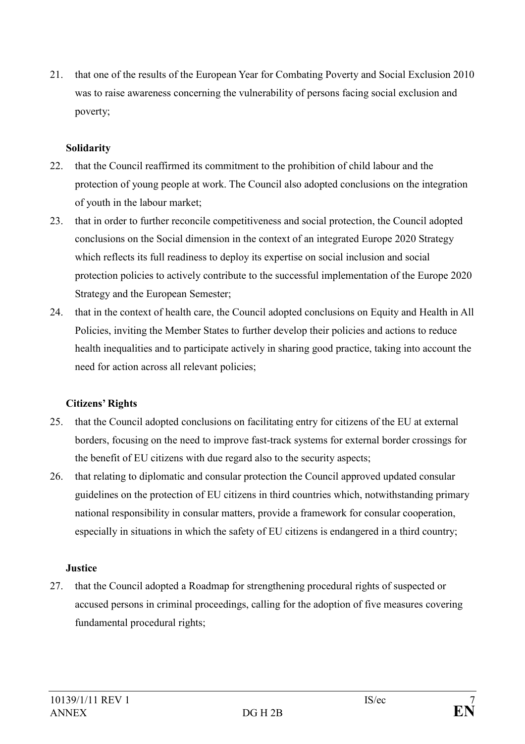21. that one of the results of the European Year for Combating Poverty and Social Exclusion 2010 was to raise awareness concerning the vulnerability of persons facing social exclusion and poverty;

**Solidarity**

22. that the Council reaffirmed its commitment to the prohibition of child labour and the protection of young people at work. The Council also adopted conclusions on the integration of youth in the labour market;
23. that in order to further reconcile competitiveness and social protection, the Council adopted conclusions on the Social dimension in the context of an integrated Europe 2020 Strategy which reflects its full readiness to deploy its expertise on social inclusion and social protection policies to actively contribute to the successful implementation of the Europe 2020 Strategy and the European Semester;
24. that in the context of health care, the Council adopted conclusions on Equity and Health in All Policies, inviting the Member States to further develop their policies and actions to reduce health inequalities and to participate actively in sharing good practice, taking into account the need for action across all relevant policies;

**Citizens' Rights**

25. that the Council adopted conclusions on facilitating entry for citizens of the EU at external borders, focusing on the need to improve fast-track systems for external border crossings for the benefit of EU citizens with due regard also to the security aspects;
26. that relating to diplomatic and consular protection the Council approved updated consular guidelines on the protection of EU citizens in third countries which, notwithstanding primary national responsibility in consular matters, provide a framework for consular cooperation, especially in situations in which the safety of EU citizens is endangered in a third country;

**Justice**

27. that the Council adopted a Roadmap for strengthening procedural rights of suspected or accused persons in criminal proceedings, calling for the adoption of five measures covering fundamental procedural rights;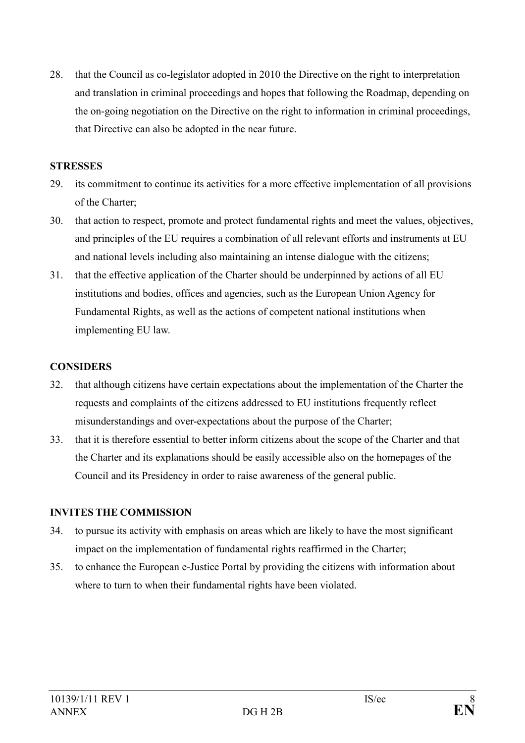28. that the Council as co-legislator adopted in 2010 the Directive on the right to interpretation and translation in criminal proceedings and hopes that following the Roadmap, depending on the on-going negotiation on the Directive on the right to information in criminal proceedings, that Directive can also be adopted in the near future.

**STRESSES**

29. its commitment to continue its activities for a more effective implementation of all provisions of the Charter;
30. that action to respect, promote and protect fundamental rights and meet the values, objectives, and principles of the EU requires a combination of all relevant efforts and instruments at EU and national levels including also maintaining an intense dialogue with the citizens;
31. that the effective application of the Charter should be underpinned by actions of all EU institutions and bodies, offices and agencies, such as the European Union Agency for Fundamental Rights, as well as the actions of competent national institutions when implementing EU law.

**CONSIDERS**

32. that although citizens have certain expectations about the implementation of the Charter the requests and complaints of the citizens addressed to EU institutions frequently reflect misunderstandings and over-expectations about the purpose of the Charter;
33. that it is therefore essential to better inform citizens about the scope of the Charter and that the Charter and its explanations should be easily accessible also on the homepages of the Council and its Presidency in order to raise awareness of the general public.

**INVITES THE COMMISSION**

34. to pursue its activity with emphasis on areas which are likely to have the most significant impact on the implementation of fundamental rights reaffirmed in the Charter;
35. to enhance the European e-Justice Portal by providing the citizens with information about where to turn to when their fundamental rights have been violated.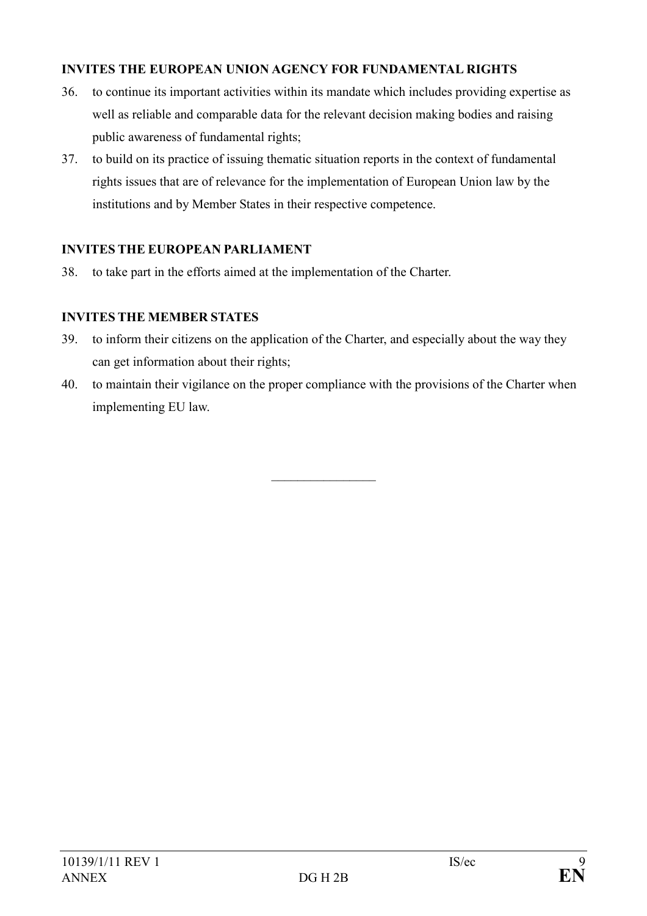**INVITES THE EUROPEAN UNION AGENCY FOR FUNDAMENTAL RIGHTS**

36. to continue its important activities within its mandate which includes providing expertise as well as reliable and comparable data for the relevant decision making bodies and raising public awareness of fundamental rights;
37. to build on its practice of issuing thematic situation reports in the context of fundamental rights issues that are of relevance for the implementation of European Union law by the institutions and by Member States in their respective competence.

**INVITES THE EUROPEAN PARLIAMENT**

38. to take part in the efforts aimed at the implementation of the Charter.

**INVITES THE MEMBER STATES**

39. to inform their citizens on the application of the Charter, and especially about the way they can get information about their rights;
40. to maintain their vigilance on the proper compliance with the provisions of the Charter when implementing EU law.

\_\_\_\_\_\_\_\_\_\_\_\_\_\_\_\_